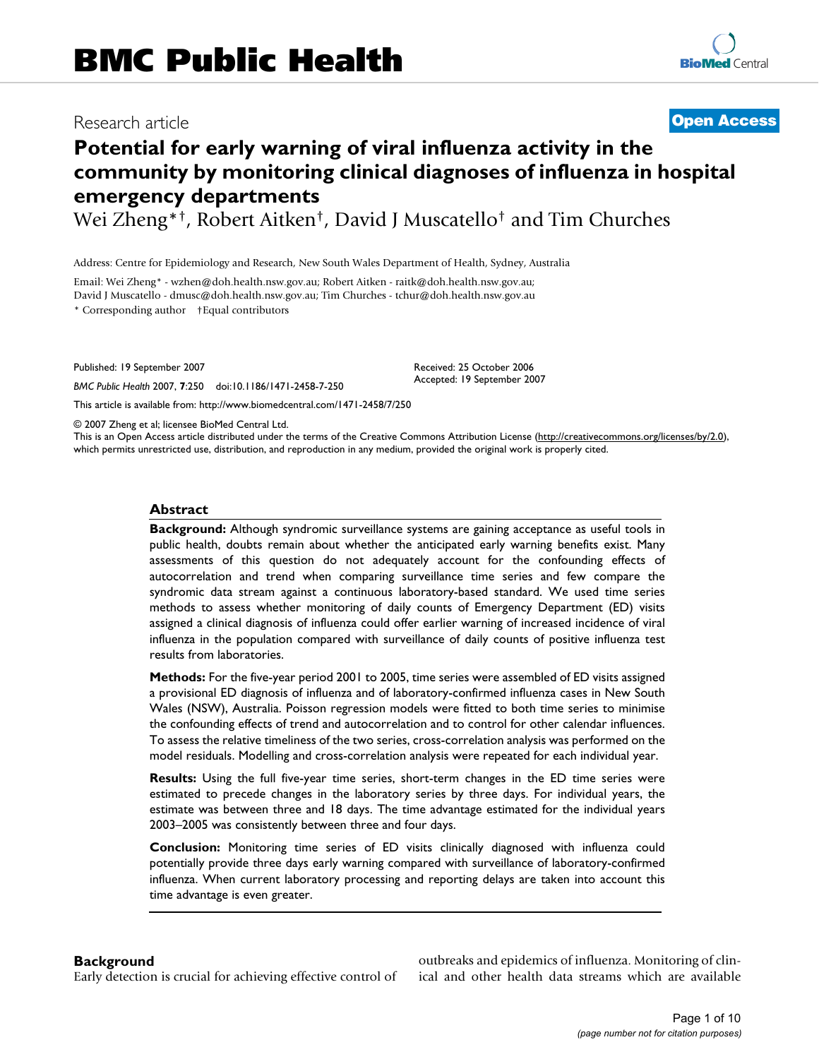# BMC Public Health

Research article

**Open Access**

# Potential for early warning of viral influenza activity in the community by monitoring clinical diagnoses of influenza in hospital emergency departments

Wei Zheng*†, Robert Aitken†, David J Muscatello† and Tim Churches

Address: Centre for Epidemiology and Research, New South Wales Department of Health, Sydney, Australia

Email: Wei Zheng* - wzhen@doh.health.nsw.gov.au; Robert Aitken - raitk@doh.health.nsw.gov.au; David J Muscatello - dmusc@doh.health.nsw.gov.au; Tim Churches - tchur@doh.health.nsw.gov.au

\* Corresponding author †Equal contributors

Published: 19 September 2007

*BMC Public Health* 2007, **7**:250 doi:10.1186/1471-2458-7-250

Received: 25 October 2006
Accepted: 19 September 2007

This article is available from: http://www.biomedcentral.com/1471-2458/7/250

© 2007 Zheng et al; licensee BioMed Central Ltd.
This is an Open Access article distributed under the terms of the Creative Commons Attribution License (http://creativecommons.org/licenses/by/2.0), which permits unrestricted use, distribution, and reproduction in any medium, provided the original work is properly cited.

## Abstract

**Background:** Although syndromic surveillance systems are gaining acceptance as useful tools in public health, doubts remain about whether the anticipated early warning benefits exist. Many assessments of this question do not adequately account for the confounding effects of autocorrelation and trend when comparing surveillance time series and few compare the syndromic data stream against a continuous laboratory-based standard. We used time series methods to assess whether monitoring of daily counts of Emergency Department (ED) visits assigned a clinical diagnosis of influenza could offer earlier warning of increased incidence of viral influenza in the population compared with surveillance of daily counts of positive influenza test results from laboratories.

**Methods:** For the five-year period 2001 to 2005, time series were assembled of ED visits assigned a provisional ED diagnosis of influenza and of laboratory-confirmed influenza cases in New South Wales (NSW), Australia. Poisson regression models were fitted to both time series to minimise the confounding effects of trend and autocorrelation and to control for other calendar influences. To assess the relative timeliness of the two series, cross-correlation analysis was performed on the model residuals. Modelling and cross-correlation analysis were repeated for each individual year.

**Results:** Using the full five-year time series, short-term changes in the ED time series were estimated to precede changes in the laboratory series by three days. For individual years, the estimate was between three and 18 days. The time advantage estimated for the individual years 2003–2005 was consistently between three and four days.

**Conclusion:** Monitoring time series of ED visits clinically diagnosed with influenza could potentially provide three days early warning compared with surveillance of laboratory-confirmed influenza. When current laboratory processing and reporting delays are taken into account this time advantage is even greater.

## Background

Early detection is crucial for achieving effective control of outbreaks and epidemics of influenza. Monitoring of clinical and other health data streams which are available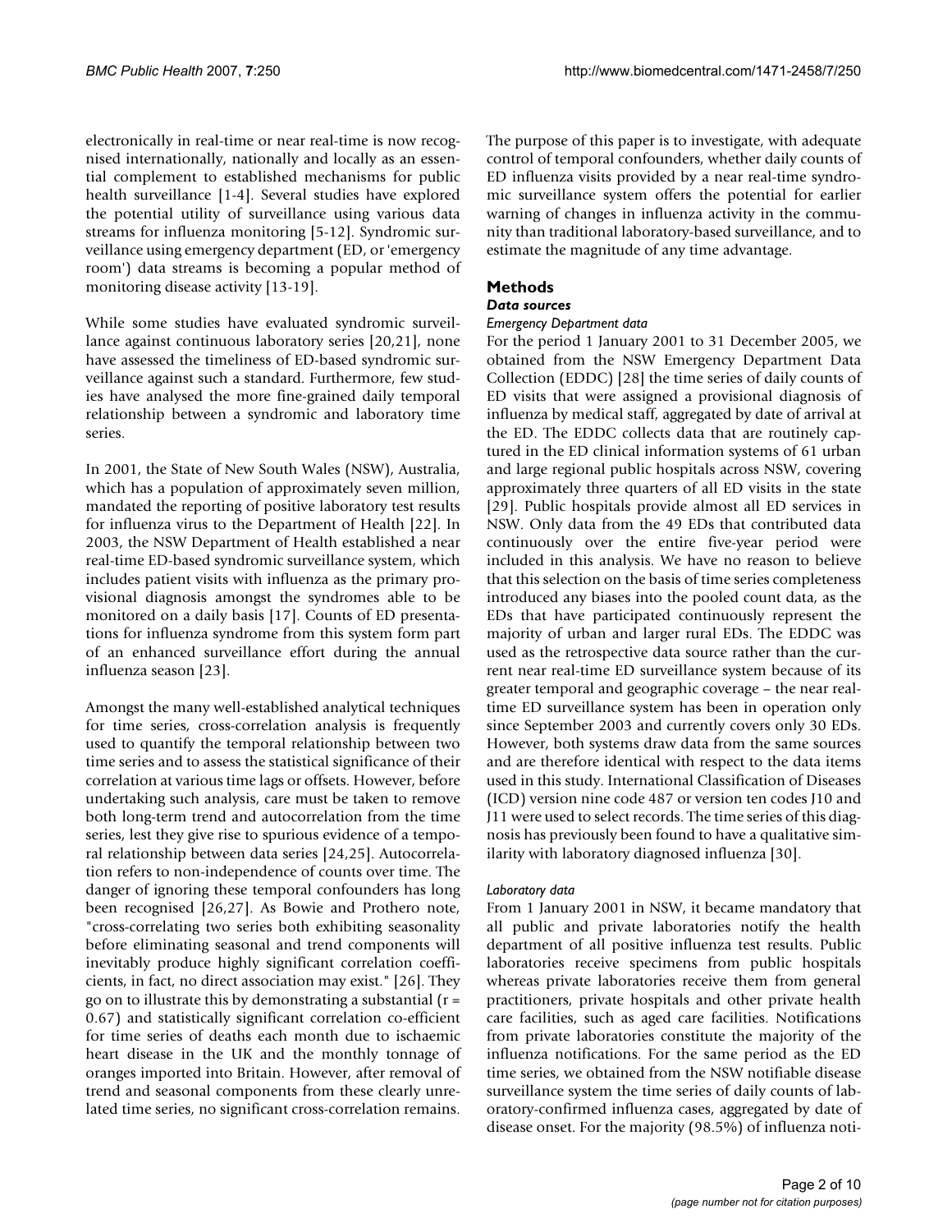electronically in real-time or near real-time is now recognised internationally, nationally and locally as an essential complement to established mechanisms for public health surveillance [1-4]. Several studies have explored the potential utility of surveillance using various data streams for influenza monitoring [5-12]. Syndromic surveillance using emergency department (ED, or 'emergency room') data streams is becoming a popular method of monitoring disease activity [13-19].

While some studies have evaluated syndromic surveillance against continuous laboratory series [20,21], none have assessed the timeliness of ED-based syndromic surveillance against such a standard. Furthermore, few studies have analysed the more fine-grained daily temporal relationship between a syndromic and laboratory time series.

In 2001, the State of New South Wales (NSW), Australia, which has a population of approximately seven million, mandated the reporting of positive laboratory test results for influenza virus to the Department of Health [22]. In 2003, the NSW Department of Health established a near real-time ED-based syndromic surveillance system, which includes patient visits with influenza as the primary provisional diagnosis amongst the syndromes able to be monitored on a daily basis [17]. Counts of ED presentations for influenza syndrome from this system form part of an enhanced surveillance effort during the annual influenza season [23].

Amongst the many well-established analytical techniques for time series, cross-correlation analysis is frequently used to quantify the temporal relationship between two time series and to assess the statistical significance of their correlation at various time lags or offsets. However, before undertaking such analysis, care must be taken to remove both long-term trend and autocorrelation from the time series, lest they give rise to spurious evidence of a temporal relationship between data series [24,25]. Autocorrelation refers to non-independence of counts over time. The danger of ignoring these temporal confounders has long been recognised [26,27]. As Bowie and Prothero note, "cross-correlating two series both exhibiting seasonality before eliminating seasonal and trend components will inevitably produce highly significant correlation coefficients, in fact, no direct association may exist." [26]. They go on to illustrate this by demonstrating a substantial ($r = 0.67$) and statistically significant correlation co-efficient for time series of deaths each month due to ischaemic heart disease in the UK and the monthly tonnage of oranges imported into Britain. However, after removal of trend and seasonal components from these clearly unrelated time series, no significant cross-correlation remains.

The purpose of this paper is to investigate, with adequate control of temporal confounders, whether daily counts of ED influenza visits provided by a near real-time syndromic surveillance system offers the potential for earlier warning of changes in influenza activity in the community than traditional laboratory-based surveillance, and to estimate the magnitude of any time advantage.

## Methods

### Data sources

#### *Emergency Department data*

For the period 1 January 2001 to 31 December 2005, we obtained from the NSW Emergency Department Data Collection (EDDC) [28] the time series of daily counts of ED visits that were assigned a provisional diagnosis of influenza by medical staff, aggregated by date of arrival at the ED. The EDDC collects data that are routinely captured in the ED clinical information systems of 61 urban and large regional public hospitals across NSW, covering approximately three quarters of all ED visits in the state [29]. Public hospitals provide almost all ED services in NSW. Only data from the 49 EDs that contributed data continuously over the entire five-year period were included in this analysis. We have no reason to believe that this selection on the basis of time series completeness introduced any biases into the pooled count data, as the EDs that have participated continuously represent the majority of urban and larger rural EDs. The EDDC was used as the retrospective data source rather than the current near real-time ED surveillance system because of its greater temporal and geographic coverage – the near real-time ED surveillance system has been in operation only since September 2003 and currently covers only 30 EDs. However, both systems draw data from the same sources and are therefore identical with respect to the data items used in this study. International Classification of Diseases (ICD) version nine code 487 or version ten codes J10 and J11 were used to select records. The time series of this diagnosis has previously been found to have a qualitative similarity with laboratory diagnosed influenza [30].

#### *Laboratory data*

From 1 January 2001 in NSW, it became mandatory that all public and private laboratories notify the health department of all positive influenza test results. Public laboratories receive specimens from public hospitals whereas private laboratories receive them from general practitioners, private hospitals and other private health care facilities, such as aged care facilities. Notifications from private laboratories constitute the majority of the influenza notifications. For the same period as the ED time series, we obtained from the NSW notifiable disease surveillance system the time series of daily counts of laboratory-confirmed influenza cases, aggregated by date of disease onset. For the majority (98.5%) of influenza noti-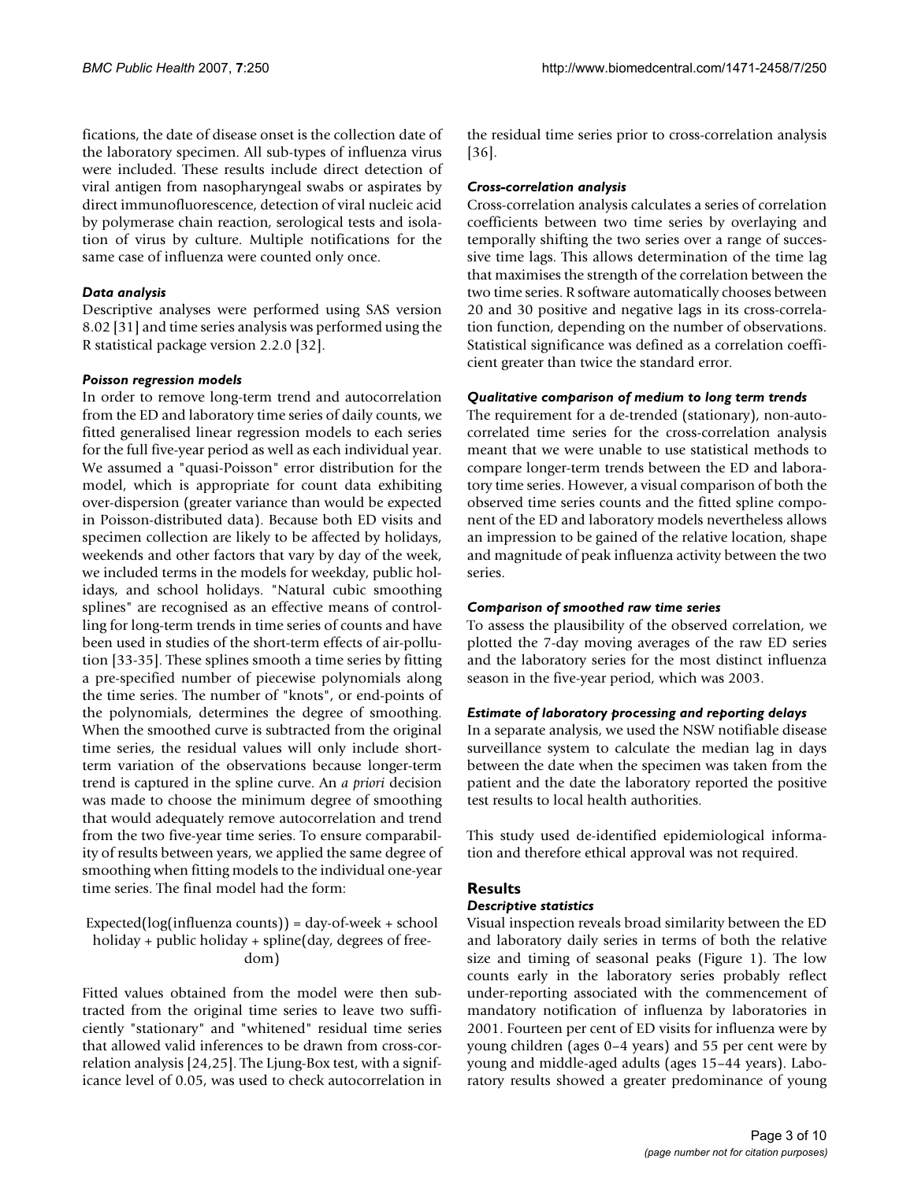fications, the date of disease onset is the collection date of the laboratory specimen. All sub-types of influenza virus were included. These results include direct detection of viral antigen from nasopharyngeal swabs or aspirates by direct immunofluorescence, detection of viral nucleic acid by polymerase chain reaction, serological tests and isolation of virus by culture. Multiple notifications for the same case of influenza were counted only once.

### *Data analysis*

Descriptive analyses were performed using SAS version 8.02 [31] and time series analysis was performed using the R statistical package version 2.2.0 [32].

### *Poisson regression models*

In order to remove long-term trend and autocorrelation from the ED and laboratory time series of daily counts, we fitted generalised linear regression models to each series for the full five-year period as well as each individual year. We assumed a "quasi-Poisson" error distribution for the model, which is appropriate for count data exhibiting over-dispersion (greater variance than would be expected in Poisson-distributed data). Because both ED visits and specimen collection are likely to be affected by holidays, weekends and other factors that vary by day of the week, we included terms in the models for weekday, public holidays, and school holidays. "Natural cubic smoothing splines" are recognised as an effective means of controlling for long-term trends in time series of counts and have been used in studies of the short-term effects of air-pollution [33-35]. These splines smooth a time series by fitting a pre-specified number of piecewise polynomials along the time series. The number of "knots", or end-points of the polynomials, determines the degree of smoothing. When the smoothed curve is subtracted from the original time series, the residual values will only include short-term variation of the observations because longer-term trend is captured in the spline curve. An *a priori* decision was made to choose the minimum degree of smoothing that would adequately remove autocorrelation and trend from the two five-year time series. To ensure comparability of results between years, we applied the same degree of smoothing when fitting models to the individual one-year time series. The final model had the form:

Expected(log(influenza counts)) = day-of-week + school holiday + public holiday + spline(day, degrees of freedom)

Fitted values obtained from the model were then subtracted from the original time series to leave two sufficiently "stationary" and "whitened" residual time series that allowed valid inferences to be drawn from cross-correlation analysis [24,25]. The Ljung-Box test, with a significance level of 0.05, was used to check autocorrelation in the residual time series prior to cross-correlation analysis [36].

### *Cross-correlation analysis*

Cross-correlation analysis calculates a series of correlation coefficients between two time series by overlaying and temporally shifting the two series over a range of successive time lags. This allows determination of the time lag that maximises the strength of the correlation between the two time series. R software automatically chooses between 20 and 30 positive and negative lags in its cross-correlation function, depending on the number of observations. Statistical significance was defined as a correlation coefficient greater than twice the standard error.

### *Qualitative comparison of medium to long term trends*

The requirement for a de-trended (stationary), non-autocorrelated time series for the cross-correlation analysis meant that we were unable to use statistical methods to compare longer-term trends between the ED and laboratory time series. However, a visual comparison of both the observed time series counts and the fitted spline component of the ED and laboratory models nevertheless allows an impression to be gained of the relative location, shape and magnitude of peak influenza activity between the two series.

### *Comparison of smoothed raw time series*

To assess the plausibility of the observed correlation, we plotted the 7-day moving averages of the raw ED series and the laboratory series for the most distinct influenza season in the five-year period, which was 2003.

### *Estimate of laboratory processing and reporting delays*

In a separate analysis, we used the NSW notifiable disease surveillance system to calculate the median lag in days between the date when the specimen was taken from the patient and the date the laboratory reported the positive test results to local health authorities.

This study used de-identified epidemiological information and therefore ethical approval was not required.

## Results

### *Descriptive statistics*

Visual inspection reveals broad similarity between the ED and laboratory daily series in terms of both the relative size and timing of seasonal peaks (Figure 1). The low counts early in the laboratory series probably reflect under-reporting associated with the commencement of mandatory notification of influenza by laboratories in 2001. Fourteen per cent of ED visits for influenza were by young children (ages 0–4 years) and 55 per cent were by young and middle-aged adults (ages 15–44 years). Laboratory results showed a greater predominance of young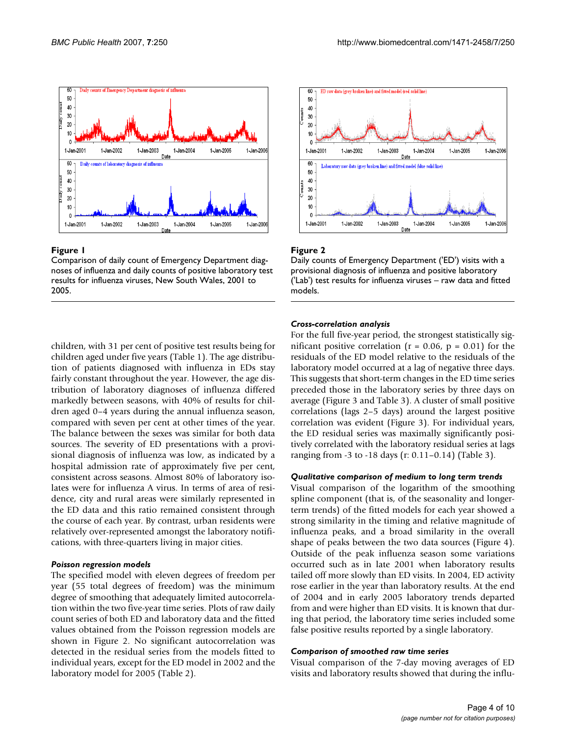**Figure 1**

Comparison of daily count of Emergency Department diagnoses of influenza and daily counts of positive laboratory test results for influenza viruses, New South Wales, 2001 to 2005.

**Figure 2**

Daily counts of Emergency Department ('ED') visits with a provisional diagnosis of influenza and positive laboratory ('Lab') test results for influenza viruses – raw data and fitted models.

children, with 31 per cent of positive test results being for children aged under five years (Table 1). The age distribution of patients diagnosed with influenza in EDs stay fairly constant throughout the year. However, the age distribution of laboratory diagnoses of influenza differed markedly between seasons, with 40% of results for children aged 0–4 years during the annual influenza season, compared with seven per cent at other times of the year. The balance between the sexes was similar for both data sources. The severity of ED presentations with a provisional diagnosis of influenza was low, as indicated by a hospital admission rate of approximately five per cent, consistent across seasons. Almost 80% of laboratory isolates were for influenza A virus. In terms of area of residence, city and rural areas were similarly represented in the ED data and this ratio remained consistent through the course of each year. By contrast, urban residents were relatively over-represented amongst the laboratory notifications, with three-quarters living in major cities.

### *Poisson regression models*

The specified model with eleven degrees of freedom per year (55 total degrees of freedom) was the minimum degree of smoothing that adequately limited autocorrelation within the two five-year time series. Plots of raw daily count series of both ED and laboratory data and the fitted values obtained from the Poisson regression models are shown in Figure 2. No significant autocorrelation was detected in the residual series from the models fitted to individual years, except for the ED model in 2002 and the laboratory model for 2005 (Table 2).

### *Cross-correlation analysis*

For the full five-year period, the strongest statistically significant positive correlation ($r = 0.06$, $p = 0.01$) for the residuals of the ED model relative to the residuals of the laboratory model occurred at a lag of negative three days. This suggests that short-term changes in the ED time series preceded those in the laboratory series by three days on average (Figure 3 and Table 3). A cluster of small positive correlations (lags 2–5 days) around the largest positive correlation was evident (Figure 3). For individual years, the ED residual series was maximally significantly positively correlated with the laboratory residual series at lags ranging from -3 to -18 days (r: 0.11–0.14) (Table 3).

### *Qualitative comparison of medium to long term trends*

Visual comparison of the logarithm of the smoothing spline component (that is, of the seasonality and longer-term trends) of the fitted models for each year showed a strong similarity in the timing and relative magnitude of influenza peaks, and a broad similarity in the overall shape of peaks between the two data sources (Figure 4). Outside of the peak influenza season some variations occurred such as in late 2001 when laboratory results tailed off more slowly than ED visits. In 2004, ED activity rose earlier in the year than laboratory results. At the end of 2004 and in early 2005 laboratory trends departed from and were higher than ED visits. It is known that during that period, the laboratory time series included some false positive results reported by a single laboratory.

### *Comparison of smoothed raw time series*

Visual comparison of the 7-day moving averages of ED visits and laboratory results showed that during the influ-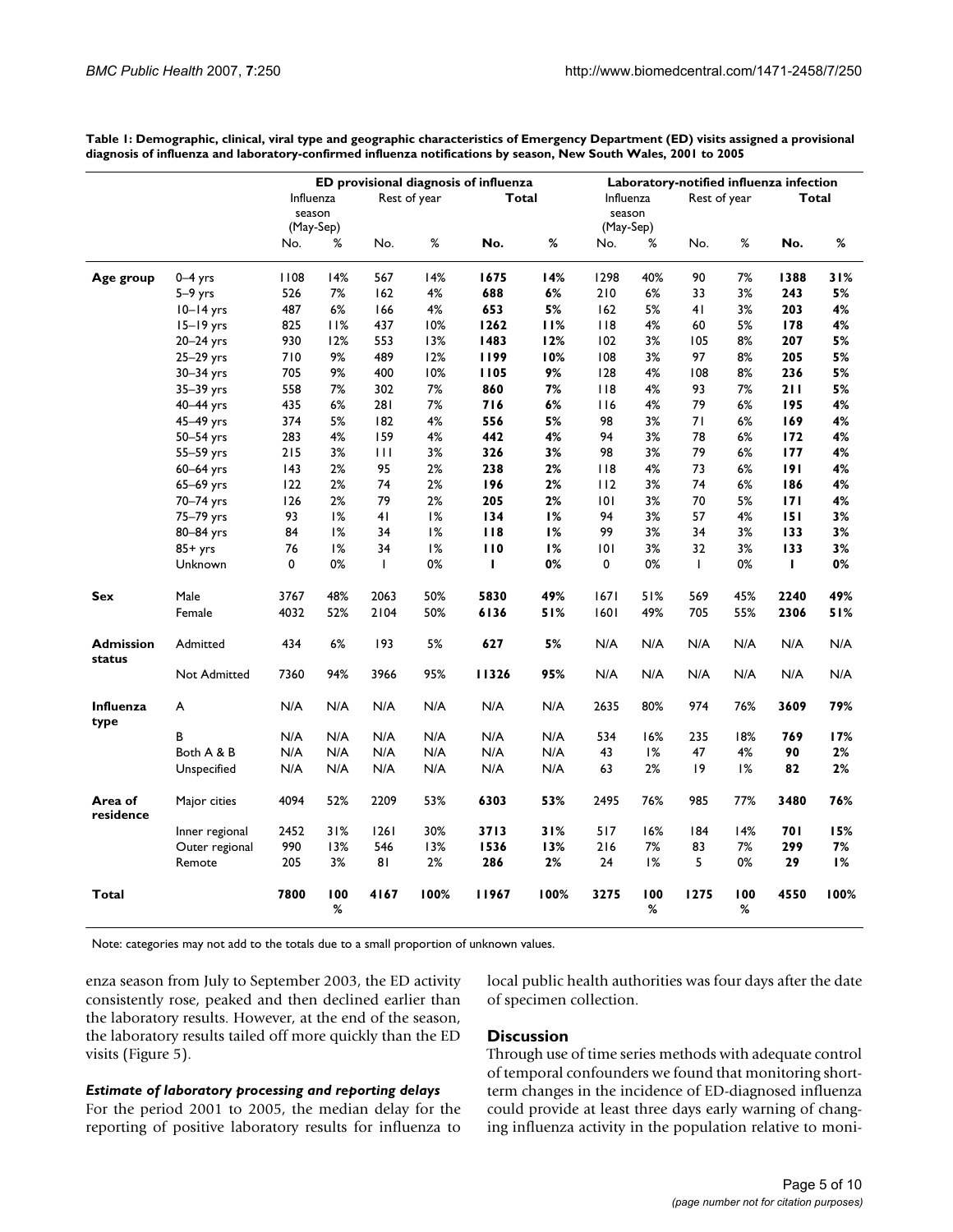**Table 1: Demographic, clinical, viral type and geographic characteristics of Emergency Department (ED) visits assigned a provisional diagnosis of influenza and laboratory-confirmed influenza notifications by season, New South Wales, 2001 to 2005**

| | | ED provisional diagnosis of influenza | | | | | | Laboratory-notified influenza infection | | | | | |
|---|---|---|---|---|---|---|---|---|---|---|---|---|---|
| | | Influenza season (May-Sep) | | Rest of year | | **Total** | | Influenza season (May-Sep) | | Rest of year | | **Total** | |
| | | No. | % | No. | % | **No.** | **%** | No. | % | No. | % | **No.** | **%** |
| **Age group** | 0–4 yrs | 1108 | 14% | 567 | 14% | **1675** | **14%** | 1298 | 40% | 90 | 7% | **1388** | **31%** |
| | 5–9 yrs | 526 | 7% | 162 | 4% | **688** | **6%** | 210 | 6% | 33 | 3% | **243** | **5%** |
| | 10–14 yrs | 487 | 6% | 166 | 4% | **653** | **5%** | 162 | 5% | 41 | 3% | **203** | **4%** |
| | 15–19 yrs | 825 | 11% | 437 | 10% | **1262** | **11%** | 118 | 4% | 60 | 5% | **178** | **4%** |
| | 20–24 yrs | 930 | 12% | 553 | 13% | **1483** | **12%** | 102 | 3% | 105 | 8% | **207** | **5%** |
| | 25–29 yrs | 710 | 9% | 489 | 12% | **1199** | **10%** | 108 | 3% | 97 | 8% | **205** | **5%** |
| | 30–34 yrs | 705 | 9% | 400 | 10% | **1105** | **9%** | 128 | 4% | 108 | 8% | **236** | **5%** |
| | 35–39 yrs | 558 | 7% | 302 | 7% | **860** | **7%** | 118 | 4% | 93 | 7% | **211** | **5%** |
| | 40–44 yrs | 435 | 6% | 281 | 7% | **716** | **6%** | 116 | 4% | 79 | 6% | **195** | **4%** |
| | 45–49 yrs | 374 | 5% | 182 | 4% | **556** | **5%** | 98 | 3% | 71 | 6% | **169** | **4%** |
| | 50–54 yrs | 283 | 4% | 159 | 4% | **442** | **4%** | 94 | 3% | 78 | 6% | **172** | **4%** |
| | 55–59 yrs | 215 | 3% | 111 | 3% | **326** | **3%** | 98 | 3% | 79 | 6% | **177** | **4%** |
| | 60–64 yrs | 143 | 2% | 95 | 2% | **238** | **2%** | 118 | 4% | 73 | 6% | **191** | **4%** |
| | 65–69 yrs | 122 | 2% | 74 | 2% | **196** | **2%** | 112 | 3% | 74 | 6% | **186** | **4%** |
| | 70–74 yrs | 126 | 2% | 79 | 2% | **205** | **2%** | 101 | 3% | 70 | 5% | **171** | **4%** |
| | 75–79 yrs | 93 | 1% | 41 | 1% | **134** | **1%** | 94 | 3% | 57 | 4% | **151** | **3%** |
| | 80–84 yrs | 84 | 1% | 34 | 1% | **118** | **1%** | 99 | 3% | 34 | 3% | **133** | **3%** |
| | 85+ yrs | 76 | 1% | 34 | 1% | **110** | **1%** | 101 | 3% | 32 | 3% | **133** | **3%** |
| | Unknown | 0 | 0% | 1 | 0% | **1** | **0%** | 0 | 0% | 1 | 0% | **1** | **0%** |
| **Sex** | Male | 3767 | 48% | 2063 | 50% | **5830** | **49%** | 1671 | 51% | 569 | 45% | **2240** | **49%** |
| | Female | 4032 | 52% | 2104 | 50% | **6136** | **51%** | 1601 | 49% | 705 | 55% | **2306** | **51%** |
| **Admission status** | Admitted | 434 | 6% | 193 | 5% | **627** | **5%** | N/A | N/A | N/A | N/A | N/A | N/A |
| | Not Admitted | 7360 | 94% | 3966 | 95% | **11326** | **95%** | N/A | N/A | N/A | N/A | N/A | N/A |
| **Influenza type** | A | N/A | N/A | N/A | N/A | N/A | N/A | 2635 | 80% | 974 | 76% | **3609** | **79%** |
| | B | N/A | N/A | N/A | N/A | N/A | N/A | 534 | 16% | 235 | 18% | **769** | **17%** |
| | Both A & B | N/A | N/A | N/A | N/A | N/A | N/A | 43 | 1% | 47 | 4% | **90** | **2%** |
| | Unspecified | N/A | N/A | N/A | N/A | N/A | N/A | 63 | 2% | 19 | 1% | **82** | **2%** |
| **Area of residence** | Major cities | 4094 | 52% | 2209 | 53% | **6303** | **53%** | 2495 | 76% | 985 | 77% | **3480** | **76%** |
| | Inner regional | 2452 | 31% | 1261 | 30% | **3713** | **31%** | 517 | 16% | 184 | 14% | **701** | **15%** |
| | Outer regional | 990 | 13% | 546 | 13% | **1536** | **13%** | 216 | 7% | 83 | 7% | **299** | **7%** |
| | Remote | 205 | 3% | 81 | 2% | **286** | **2%** | 24 | 1% | 5 | 0% | **29** | **1%** |
| **Total** | | **7800** | **100%** | **4167** | **100%** | **11967** | **100%** | **3275** | **100%** | **1275** | **100%** | **4550** | **100%** |

Note: categories may not add to the totals due to a small proportion of unknown values.

enza season from July to September 2003, the ED activity consistently rose, peaked and then declined earlier than the laboratory results. However, at the end of the season, the laboratory results tailed off more quickly than the ED visits (Figure 5).

### *Estimate of laboratory processing and reporting delays*

For the period 2001 to 2005, the median delay for the reporting of positive laboratory results for influenza to local public health authorities was four days after the date of specimen collection.

## Discussion

Through use of time series methods with adequate control of temporal confounders we found that monitoring short-term changes in the incidence of ED-diagnosed influenza could provide at least three days early warning of changing influenza activity in the population relative to moni-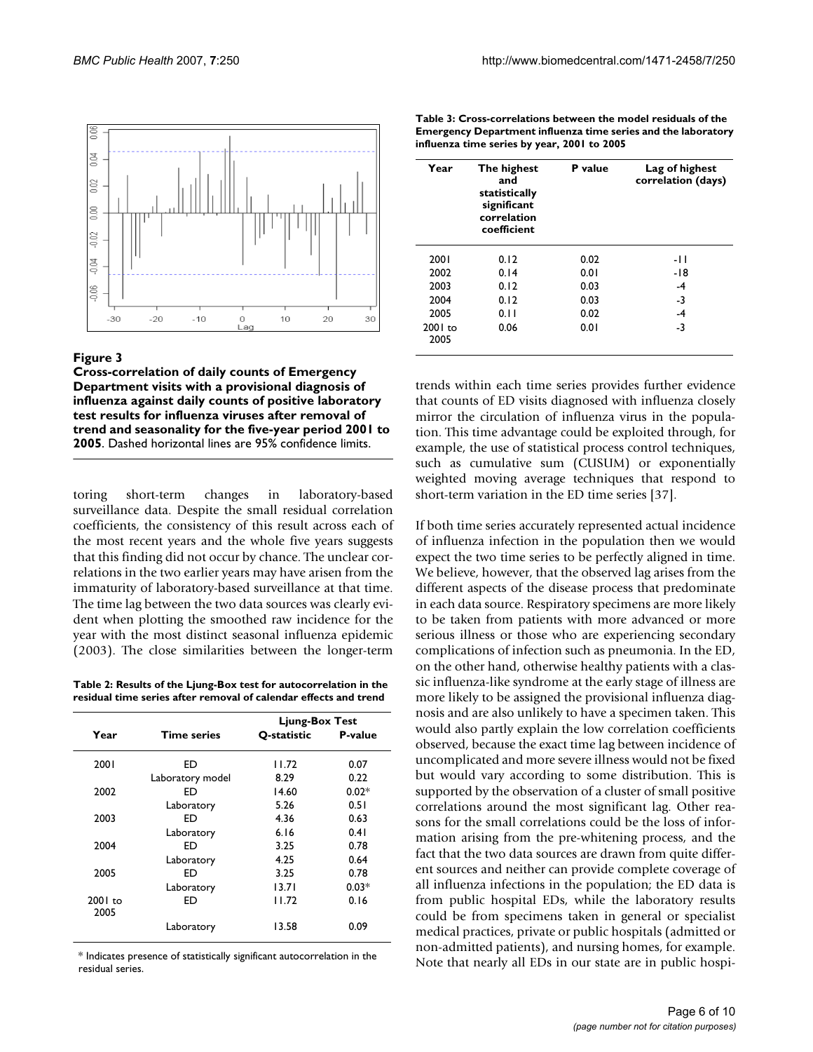**Figure 3**

**Cross-correlation of daily counts of Emergency Department visits with a provisional diagnosis of influenza against daily counts of positive laboratory test results for influenza viruses after removal of trend and seasonality for the five-year period 2001 to 2005**. Dashed horizontal lines are 95% confidence limits.

toring short-term changes in laboratory-based surveillance data. Despite the small residual correlation coefficients, the consistency of this result across each of the most recent years and the whole five years suggests that this finding did not occur by chance. The unclear correlations in the two earlier years may have arisen from the immaturity of laboratory-based surveillance at that time. The time lag between the two data sources was clearly evident when plotting the smoothed raw incidence for the year with the most distinct seasonal influenza epidemic (2003). The close similarities between the longer-term trends within each time series provides further evidence that counts of ED visits diagnosed with influenza closely mirror the circulation of influenza virus in the population. This time advantage could be exploited through, for example, the use of statistical process control techniques, such as cumulative sum (CUSUM) or exponentially weighted moving average techniques that respond to short-term variation in the ED time series [37].

**Table 2: Results of the Ljung-Box test for autocorrelation in the residual time series after removal of calendar effects and trend**

| Year | Time series | Ljung-Box Test | |
|---|---|---|---|
| | | Q-statistic | P-value |
| 2001 | ED | 11.72 | 0.07 |
| | Laboratory model | 8.29 | 0.22 |
| 2002 | ED | 14.60 | 0.02* |
| | Laboratory | 5.26 | 0.51 |
| 2003 | ED | 4.36 | 0.63 |
| | Laboratory | 6.16 | 0.41 |
| 2004 | ED | 3.25 | 0.78 |
| | Laboratory | 4.25 | 0.64 |
| 2005 | ED | 3.25 | 0.78 |
| | Laboratory | 13.71 | 0.03* |
| 2001 to 2005 | ED | 11.72 | 0.16 |
| | Laboratory | 13.58 | 0.09 |

* Indicates presence of statistically significant autocorrelation in the residual series.

**Table 3: Cross-correlations between the model residuals of the Emergency Department influenza time series and the laboratory influenza time series by year, 2001 to 2005**

| Year | The highest and statistically significant correlation coefficient | P value | Lag of highest correlation (days) |
|---|---|---|---|
| 2001 | 0.12 | 0.02 | -11 |
| 2002 | 0.14 | 0.01 | -18 |
| 2003 | 0.12 | 0.03 | -4 |
| 2004 | 0.12 | 0.03 | -3 |
| 2005 | 0.11 | 0.02 | -4 |
| 2001 to 2005 | 0.06 | 0.01 | -3 |

If both time series accurately represented actual incidence of influenza infection in the population then we would expect the two time series to be perfectly aligned in time. We believe, however, that the observed lag arises from the different aspects of the disease process that predominate in each data source. Respiratory specimens are more likely to be taken from patients with more advanced or more serious illness or those who are experiencing secondary complications of infection such as pneumonia. In the ED, on the other hand, otherwise healthy patients with a classic influenza-like syndrome at the early stage of illness are more likely to be assigned the provisional influenza diagnosis and are also unlikely to have a specimen taken. This would also partly explain the low correlation coefficients observed, because the exact time lag between incidence of uncomplicated and more severe illness would not be fixed but would vary according to some distribution. This is supported by the observation of a cluster of small positive correlations around the most significant lag. Other reasons for the small correlations could be the loss of information arising from the pre-whitening process, and the fact that the two data sources are drawn from quite different sources and neither can provide complete coverage of all influenza infections in the population; the ED data is from public hospital EDs, while the laboratory results could be from specimens taken in general or specialist medical practices, private or public hospitals (admitted or non-admitted patients), and nursing homes, for example. Note that nearly all EDs in our state are in public hospi-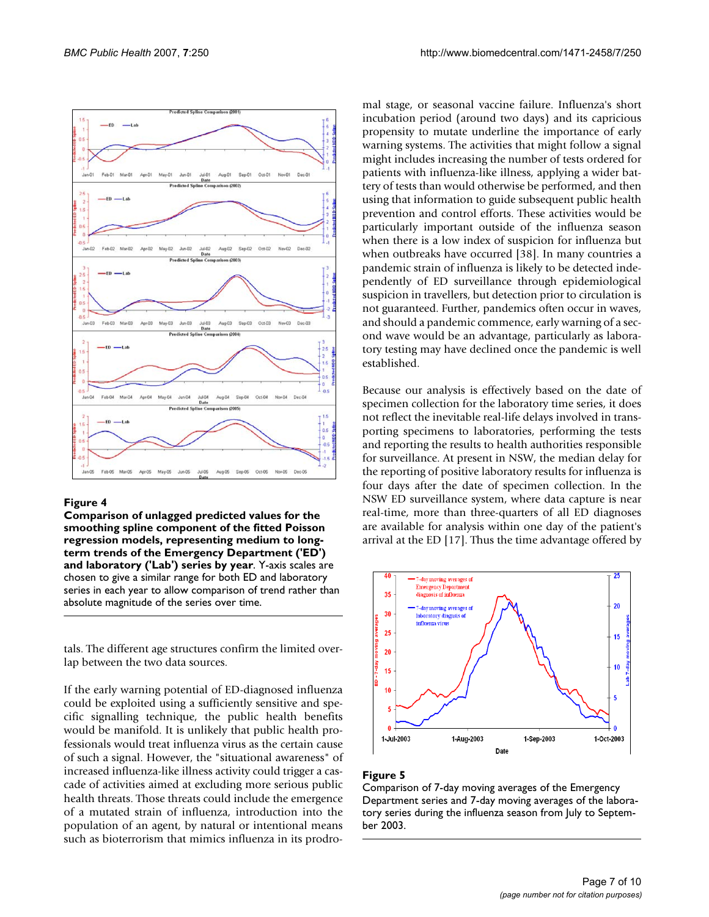Predicted Spline Comparison (2001)

ED — Lab

Predicted ED Spline

Predicted NHD Spline

Jan-01 Feb-01 Mar-01 Apr-01 May-01 Jun-01 Jul-01 Aug-01 Sep-01 Oct-01 Nov-01 Dec-01

Date

Predicted Spline Comparison (2002)

Jan-02 Feb-02 Mar-02 Apr-02 May-02 Jun-02 Jul-02 Aug-02 Sep-02 Oct-02 Nov-02 Dec-02

Date

Predicted Spline Comparison (2003)

Jan-03 Feb-03 Mar-03 Apr-03 May-03 Jun-03 Jul-03 Aug-03 Sep-03 Oct-03 Nov-03 Dec-03

Date

Predicted Spline Comparison (2004)

Jan-04 Feb-04 Mar-04 Apr-04 May-04 Jun-04 Jul-04 Aug-04 Sep-04 Oct-04 Nov-04 Dec-04

Date

Predicted Spline Comparison (2005)

Jan-05 Feb-05 Mar-05 Apr-05 May-05 Jun-05 Jul-05 Aug-05 Sep-05 Oct-05 Nov-05 Dec-05

Date

**Figure 4**

**Comparison of unlagged predicted values for the smoothing spline component of the fitted Poisson regression models, representing medium to long-term trends of the Emergency Department ('ED') and laboratory ('Lab') series by year.** Y-axis scales are chosen to give a similar range for both ED and laboratory series in each year to allow comparison of trend rather than absolute magnitude of the series over time.

tals. The different age structures confirm the limited overlap between the two data sources.

If the early warning potential of ED-diagnosed influenza could be exploited using a sufficiently sensitive and specific signalling technique, the public health benefits would be manifold. It is unlikely that public health professionals would treat influenza virus as the certain cause of such a signal. However, the "situational awareness" of increased influenza-like illness activity could trigger a cascade of activities aimed at excluding more serious public health threats. Those threats could include the emergence of a mutated strain of influenza, introduction into the population of an agent, by natural or intentional means such as bioterrorism that mimics influenza in its prodromal stage, or seasonal vaccine failure. Influenza's short incubation period (around two days) and its capricious propensity to mutate underline the importance of early warning systems. The activities that might follow a signal might includes increasing the number of tests ordered for patients with influenza-like illness, applying a wider battery of tests than would otherwise be performed, and then using that information to guide subsequent public health prevention and control efforts. These activities would be particularly important outside of the influenza season when there is a low index of suspicion for influenza but when outbreaks have occurred [38]. In many countries a pandemic strain of influenza is likely to be detected independently of ED surveillance through epidemiological suspicion in travellers, but detection prior to circulation is not guaranteed. Further, pandemics often occur in waves, and should a pandemic commence, early warning of a second wave would be an advantage, particularly as laboratory testing may have declined once the pandemic is well established.

Because our analysis is effectively based on the date of specimen collection for the laboratory time series, it does not reflect the inevitable real-life delays involved in transporting specimens to laboratories, performing the tests and reporting the results to health authorities responsible for surveillance. At present in NSW, the median delay for the reporting of positive laboratory results for influenza is four days after the date of specimen collection. In the NSW ED surveillance system, where data capture is near real-time, more than three-quarters of all ED diagnoses are available for analysis within one day of the patient's arrival at the ED [17]. Thus the time advantage offered by

7-day moving averages of Emergency Department diagnosis of influenza

7-day moving averages of laboratory diagnosis of influenza virus

ED - 7-day moving averages

Lab 7-day moving averages

0 5 10 15 20 25 30 35 40

0 5 10 15 20 25

1-Jul-2003 1-Aug-2003 1-Sep-2003 1-Oct-2003

Date

**Figure 5**

Comparison of 7-day moving averages of the Emergency Department series and 7-day moving averages of the laboratory series during the influenza season from July to September 2003.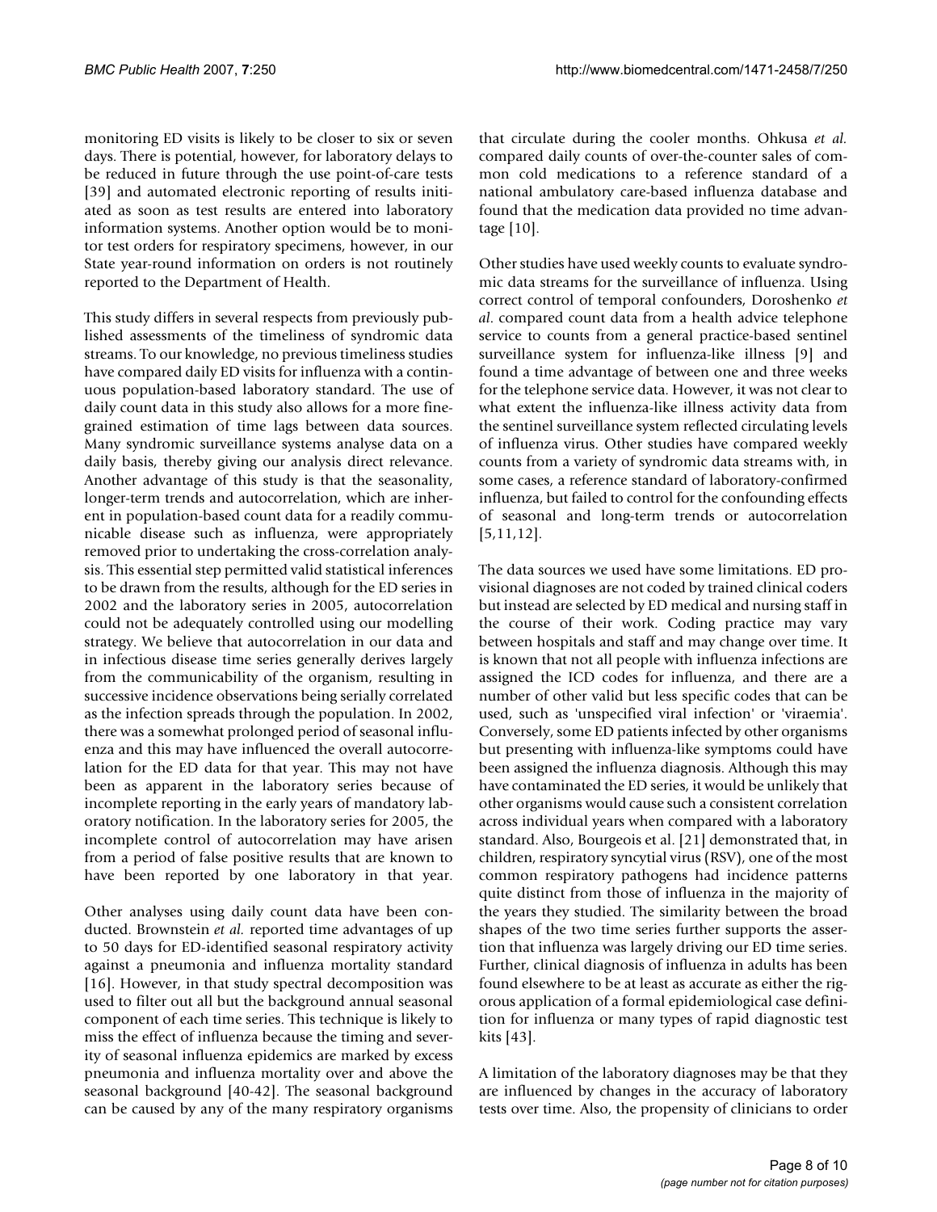monitoring ED visits is likely to be closer to six or seven days. There is potential, however, for laboratory delays to be reduced in future through the use point-of-care tests [39] and automated electronic reporting of results initiated as soon as test results are entered into laboratory information systems. Another option would be to monitor test orders for respiratory specimens, however, in our State year-round information on orders is not routinely reported to the Department of Health.

This study differs in several respects from previously published assessments of the timeliness of syndromic data streams. To our knowledge, no previous timeliness studies have compared daily ED visits for influenza with a continuous population-based laboratory standard. The use of daily count data in this study also allows for a more fine-grained estimation of time lags between data sources. Many syndromic surveillance systems analyse data on a daily basis, thereby giving our analysis direct relevance. Another advantage of this study is that the seasonality, longer-term trends and autocorrelation, which are inherent in population-based count data for a readily communicable disease such as influenza, were appropriately removed prior to undertaking the cross-correlation analysis. This essential step permitted valid statistical inferences to be drawn from the results, although for the ED series in 2002 and the laboratory series in 2005, autocorrelation could not be adequately controlled using our modelling strategy. We believe that autocorrelation in our data and in infectious disease time series generally derives largely from the communicability of the organism, resulting in successive incidence observations being serially correlated as the infection spreads through the population. In 2002, there was a somewhat prolonged period of seasonal influenza and this may have influenced the overall autocorrelation for the ED data for that year. This may not have been as apparent in the laboratory series because of incomplete reporting in the early years of mandatory laboratory notification. In the laboratory series for 2005, the incomplete control of autocorrelation may have arisen from a period of false positive results that are known to have been reported by one laboratory in that year.

Other analyses using daily count data have been conducted. Brownstein *et al.* reported time advantages of up to 50 days for ED-identified seasonal respiratory activity against a pneumonia and influenza mortality standard [16]. However, in that study spectral decomposition was used to filter out all but the background annual seasonal component of each time series. This technique is likely to miss the effect of influenza because the timing and severity of seasonal influenza epidemics are marked by excess pneumonia and influenza mortality over and above the seasonal background [40-42]. The seasonal background can be caused by any of the many respiratory organisms that circulate during the cooler months. Ohkusa *et al.* compared daily counts of over-the-counter sales of common cold medications to a reference standard of a national ambulatory care-based influenza database and found that the medication data provided no time advantage [10].

Other studies have used weekly counts to evaluate syndromic data streams for the surveillance of influenza. Using correct control of temporal confounders, Doroshenko *et al*. compared count data from a health advice telephone service to counts from a general practice-based sentinel surveillance system for influenza-like illness [9] and found a time advantage of between one and three weeks for the telephone service data. However, it was not clear to what extent the influenza-like illness activity data from the sentinel surveillance system reflected circulating levels of influenza virus. Other studies have compared weekly counts from a variety of syndromic data streams with, in some cases, a reference standard of laboratory-confirmed influenza, but failed to control for the confounding effects of seasonal and long-term trends or autocorrelation [5,11,12].

The data sources we used have some limitations. ED provisional diagnoses are not coded by trained clinical coders but instead are selected by ED medical and nursing staff in the course of their work. Coding practice may vary between hospitals and staff and may change over time. It is known that not all people with influenza infections are assigned the ICD codes for influenza, and there are a number of other valid but less specific codes that can be used, such as 'unspecified viral infection' or 'viraemia'. Conversely, some ED patients infected by other organisms but presenting with influenza-like symptoms could have been assigned the influenza diagnosis. Although this may have contaminated the ED series, it would be unlikely that other organisms would cause such a consistent correlation across individual years when compared with a laboratory standard. Also, Bourgeois et al. [21] demonstrated that, in children, respiratory syncytial virus (RSV), one of the most common respiratory pathogens had incidence patterns quite distinct from those of influenza in the majority of the years they studied. The similarity between the broad shapes of the two time series further supports the assertion that influenza was largely driving our ED time series. Further, clinical diagnosis of influenza in adults has been found elsewhere to be at least as accurate as either the rigorous application of a formal epidemiological case definition for influenza or many types of rapid diagnostic test kits [43].

A limitation of the laboratory diagnoses may be that they are influenced by changes in the accuracy of laboratory tests over time. Also, the propensity of clinicians to order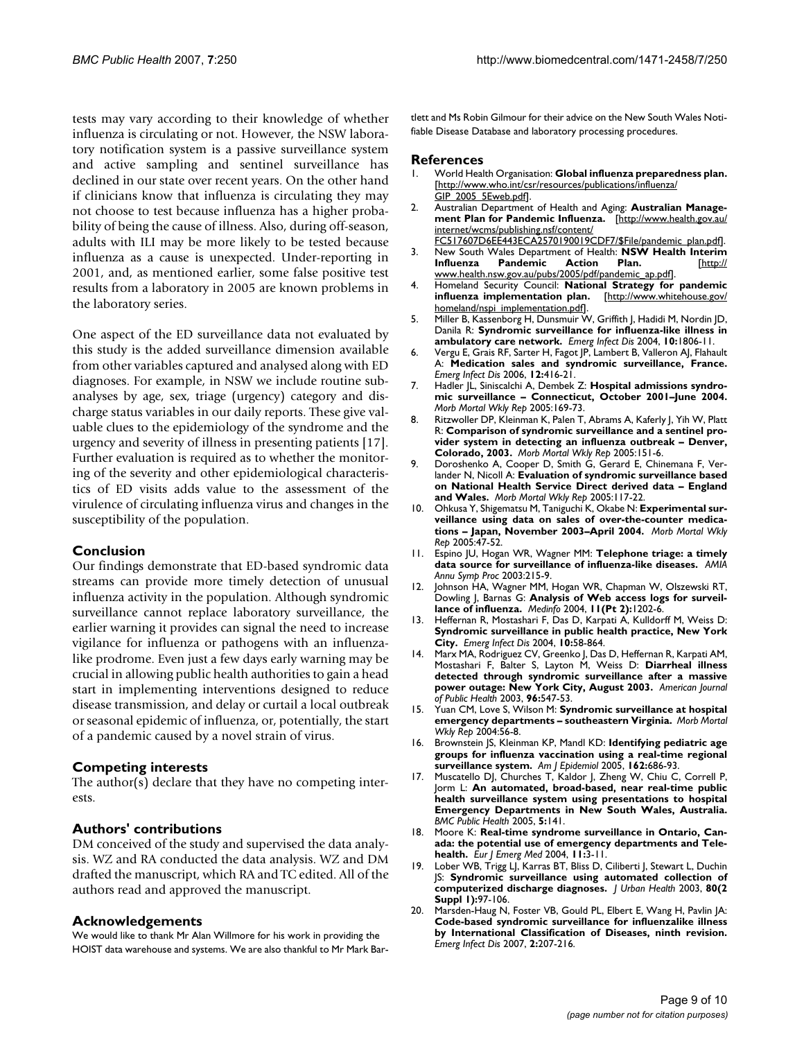tests may vary according to their knowledge of whether influenza is circulating or not. However, the NSW laboratory notification system is a passive surveillance system and active sampling and sentinel surveillance has declined in our state over recent years. On the other hand if clinicians know that influenza is circulating they may not choose to test because influenza has a higher probability of being the cause of illness. Also, during off-season, adults with ILI may be more likely to be tested because influenza as a cause is unexpected. Under-reporting in 2001, and, as mentioned earlier, some false positive test results from a laboratory in 2005 are known problems in the laboratory series.

One aspect of the ED surveillance data not evaluated by this study is the added surveillance dimension available from other variables captured and analysed along with ED diagnoses. For example, in NSW we include routine sub-analyses by age, sex, triage (urgency) category and discharge status variables in our daily reports. These give valuable clues to the epidemiology of the syndrome and the urgency and severity of illness in presenting patients [17]. Further evaluation is required as to whether the monitoring of the severity and other epidemiological characteristics of ED visits adds value to the assessment of the virulence of circulating influenza virus and changes in the susceptibility of the population.

## Conclusion

Our findings demonstrate that ED-based syndromic data streams can provide more timely detection of unusual influenza activity in the population. Although syndromic surveillance cannot replace laboratory surveillance, the earlier warning it provides can signal the need to increase vigilance for influenza or pathogens with an influenza-like prodrome. Even just a few days early warning may be crucial in allowing public health authorities to gain a head start in implementing interventions designed to reduce disease transmission, and delay or curtail a local outbreak or seasonal epidemic of influenza, or, potentially, the start of a pandemic caused by a novel strain of virus.

## Competing interests

The author(s) declare that they have no competing interests.

## Authors' contributions

DM conceived of the study and supervised the data analysis. WZ and RA conducted the data analysis. WZ and DM drafted the manuscript, which RA and TC edited. All of the authors read and approved the manuscript.

## Acknowledgements

We would like to thank Mr Alan Willmore for his work in providing the HOIST data warehouse and systems. We are also thankful to Mr Mark Bartlett and Ms Robin Gilmour for their advice on the New South Wales Notifiable Disease Database and laboratory processing procedures.

## References

1. World Health Organisation: **Global influenza preparedness plan.** [http://www.who.int/csr/resources/publications/influenza/GIP_2005_5Eweb.pdf].
2. Australian Department of Health and Aging: **Australian Management Plan for Pandemic Influenza.** [http://www.health.gov.au/internet/wcms/publishing.nsf/content/FC517607D6EE443ECA2570190019CDF7/$File/pandemic_plan.pdf].
3. New South Wales Department of Health: **NSW Health Interim Influenza Pandemic Action Plan.** [http://www.health.nsw.gov.au/pubs/2005/pdf/pandemic_ap.pdf].
4. Homeland Security Council: **National Strategy for pandemic influenza implementation plan.** [http://www.whitehouse.gov/homeland/nspi_implementation.pdf].
5. Miller B, Kassenborg H, Dunsmuir W, Griffith J, Hadidi M, Nordin JD, Danila R: **Syndromic surveillance for influenza-like illness in ambulatory care network.** *Emerg Infect Dis* 2004, **10:**1806-11.
6. Vergu E, Grais RF, Sarter H, Fagot JP, Lambert B, Valleron AJ, Flahault A: **Medication sales and syndromic surveillance, France.** *Emerg Infect Dis* 2006, **12:**416-21.
7. Hadler JL, Siniscalchi A, Dembek Z: **Hospital admissions syndromic surveillance – Connecticut, October 2001–June 2004.** *Morb Mortal Wkly Rep* 2005:169-73.
8. Ritzwoller DP, Kleinman K, Palen T, Abrams A, Kaferly J, Yih W, Platt R: **Comparison of syndromic surveillance and a sentinel provider system in detecting an influenza outbreak – Denver, Colorado, 2003.** *Morb Mortal Wkly Rep* 2005:151-6.
9. Doroshenko A, Cooper D, Smith G, Gerard E, Chinemana F, Verlander N, Nicoll A: **Evaluation of syndromic surveillance based on National Health Service Direct derived data – England and Wales.** *Morb Mortal Wkly Rep* 2005:117-22.
10. Ohkusa Y, Shigematsu M, Taniguchi K, Okabe N: **Experimental surveillance using data on sales of over-the-counter medications – Japan, November 2003–April 2004.** *Morb Mortal Wkly Rep* 2005:47-52.
11. Espino JU, Hogan WR, Wagner MM: **Telephone triage: a timely data source for surveillance of influenza-like diseases.** *AMIA Annu Symp Proc* 2003:215-9.
12. Johnson HA, Wagner MM, Hogan WR, Chapman W, Olszewski RT, Dowling J, Barnas G: **Analysis of Web access logs for surveillance of influenza.** *Medinfo* 2004, **11(Pt 2):**1202-6.
13. Heffernan R, Mostashari F, Das D, Karpati A, Kulldorff M, Weiss D: **Syndromic surveillance in public health practice, New York City.** *Emerg Infect Dis* 2004, **10:**58-864.
14. Marx MA, Rodriguez CV, Greenko J, Das D, Heffernan R, Karpati AM, Mostashari F, Balter S, Layton M, Weiss D: **Diarrheal illness detected through syndromic surveillance after a massive power outage: New York City, August 2003.** *American Journal of Public Health* 2003, **96:**547-53.
15. Yuan CM, Love S, Wilson M: **Syndromic surveillance at hospital emergency departments – southeastern Virginia.** *Morb Mortal Wkly Rep* 2004:56-8.
16. Brownstein JS, Kleinman KP, Mandl KD: **Identifying pediatric age groups for influenza vaccination using a real-time regional surveillance system.** *Am J Epidemiol* 2005, **162:**686-93.
17. Muscatello DJ, Churches T, Kaldor J, Zheng W, Chiu C, Correll P, Jorm L: **An automated, broad-based, near real-time public health surveillance system using presentations to hospital Emergency Departments in New South Wales, Australia.** *BMC Public Health* 2005, **5:**141.
18. Moore K: **Real-time syndrome surveillance in Ontario, Canada: the potential use of emergency departments and Telehealth.** *Eur J Emerg Med* 2004, **11:**3-11.
19. Lober WB, Trigg LJ, Karras BT, Bliss D, Ciliberti J, Stewart L, Duchin JS: **Syndromic surveillance using automated collection of computerized discharge diagnoses.** *J Urban Health* 2003, **80(2 Suppl 1):**97-106.
20. Marsden-Haug N, Foster VB, Gould PL, Elbert E, Wang H, Pavlin JA: **Code-based syndromic surveillance for influenzalike illness by International Classification of Diseases, ninth revision.** *Emerg Infect Dis* 2007, **2:**207-216.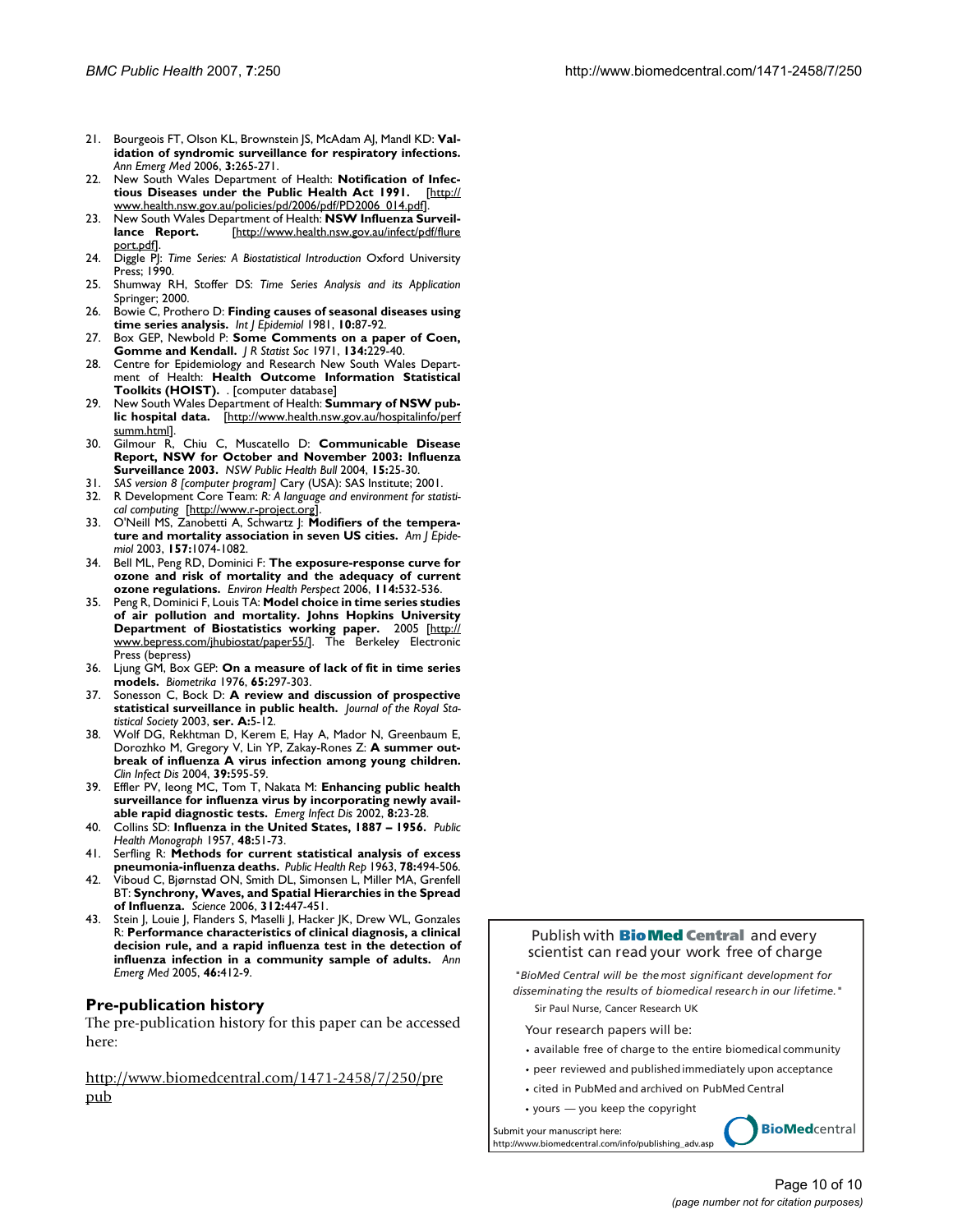21. Bourgeois FT, Olson KL, Brownstein JS, McAdam AJ, Mandl KD: **Validation of syndromic surveillance for respiratory infections.** *Ann Emerg Med* 2006, **3:**265-271.
22. New South Wales Department of Health: **Notification of Infectious Diseases under the Public Health Act 1991.** [http://www.health.nsw.gov.au/policies/pd/2006/pdf/PD2006_014.pdf].
23. New South Wales Department of Health: **NSW Influenza Surveillance Report.** [http://www.health.nsw.gov.au/infect/pdf/flureport.pdf].
24. Diggle PJ: *Time Series: A Biostatistical Introduction* Oxford University Press; 1990.
25. Shumway RH, Stoffer DS: *Time Series Analysis and its Application* Springer; 2000.
26. Bowie C, Prothero D: **Finding causes of seasonal diseases using time series analysis.** *Int J Epidemiol* 1981, **10:**87-92.
27. Box GEP, Newbold P: **Some Comments on a paper of Coen, Gomme and Kendall.** *J R Statist Soc* 1971, **134:**229-40.
28. Centre for Epidemiology and Research New South Wales Department of Health: **Health Outcome Information Statistical Toolkits (HOIST).** . [computer database]
29. New South Wales Department of Health: **Summary of NSW public hospital data.** [http://www.health.nsw.gov.au/hospitalinfo/perfsumm.html].
30. Gilmour R, Chiu C, Muscatello D: **Communicable Disease Report, NSW for October and November 2003: Influenza Surveillance 2003.** *NSW Public Health Bull* 2004, **15:**25-30.
31. *SAS version 8 [computer program]* Cary (USA): SAS Institute; 2001.
32. R Development Core Team: *R: A language and environment for statistical computing* [http://www.r-project.org].
33. O'Neill MS, Zanobetti A, Schwartz J: **Modifiers of the temperature and mortality association in seven US cities.** *Am J Epidemiol* 2003, **157:**1074-1082.
34. Bell ML, Peng RD, Dominici F: **The exposure-response curve for ozone and risk of mortality and the adequacy of current ozone regulations.** *Environ Health Perspect* 2006, **114:**532-536.
35. Peng R, Dominici F, Louis TA: **Model choice in time series studies of air pollution and mortality. Johns Hopkins University Department of Biostatistics working paper.** 2005 [http://www.bepress.com/jhubiostat/paper55/]. The Berkeley Electronic Press (bepress)
36. Ljung GM, Box GEP: **On a measure of lack of fit in time series models.** *Biometrika* 1976, **65:**297-303.
37. Sonesson C, Bock D: **A review and discussion of prospective statistical surveillance in public health.** *Journal of the Royal Statistical Society* 2003, **ser. A:**5-12.
38. Wolf DG, Rekhtman D, Kerem E, Hay A, Mador N, Greenbaum E, Dorozhko M, Gregory V, Lin YP, Zakay-Rones Z: **A summer outbreak of influenza A virus infection among young children.** *Clin Infect Dis* 2004, **39:**595-59.
39. Effler PV, Ieong MC, Tom T, Nakata M: **Enhancing public health surveillance for influenza virus by incorporating newly available rapid diagnostic tests.** *Emerg Infect Dis* 2002, **8:**23-28.
40. Collins SD: **Influenza in the United States, 1887 – 1956.** *Public Health Monograph* 1957, **48:**51-73.
41. Serfling R: **Methods for current statistical analysis of excess pneumonia-influenza deaths.** *Public Health Rep* 1963, **78:**494-506.
42. Viboud C, Bjørnstad ON, Smith DL, Simonsen L, Miller MA, Grenfell BT: **Synchrony, Waves, and Spatial Hierarchies in the Spread of Influenza.** *Science* 2006, **312:**447-451.
43. Stein J, Louie J, Flanders S, Maselli J, Hacker JK, Drew WL, Gonzales R: **Performance characteristics of clinical diagnosis, a clinical decision rule, and a rapid influenza test in the detection of influenza infection in a community sample of adults.** *Ann Emerg Med* 2005, **46:**412-9.

## Pre-publication history

The pre-publication history for this paper can be accessed here:

http://www.biomedcentral.com/1471-2458/7/250/prepub

Publish with **BioMed Central** and every scientist can read your work free of charge

*"BioMed Central will be the most significant development for disseminating the results of biomedical research in our lifetime."*

Sir Paul Nurse, Cancer Research UK

Your research papers will be:

- available free of charge to the entire biomedical community
- peer reviewed and published immediately upon acceptance
- cited in PubMed and archived on PubMed Central
- yours — you keep the copyright

Submit your manuscript here:
http://www.biomedcentral.com/info/publishing_adv.asp

BioMedcentral